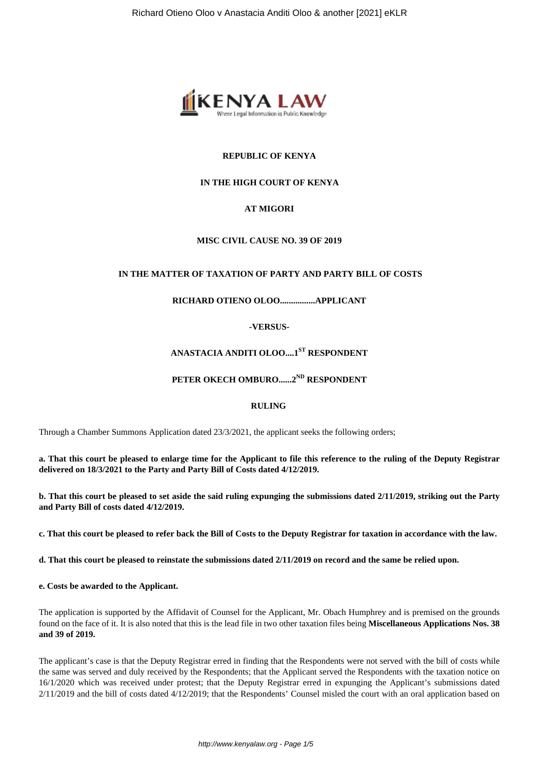**REPUBLIC OF KENYA**

**IN THE HIGH COURT OF KENYA**

**AT MIGORI**

**MISC CIVIL CAUSE NO. 39 OF 2019**

**IN THE MATTER OF TAXATION OF PARTY AND PARTY BILL OF COSTS**

**RICHARD OTIENO OLOO................APPLICANT**

**-VERSUS-**

**ANASTACIA ANDITI OLOO....1ST RESPONDENT**

**PETER OKECH OMBURO......2ND RESPONDENT**

**RULING**

Through a Chamber Summons Application dated 23/3/2021, the applicant seeks the following orders;

**a. That this court be pleased to enlarge time for the Applicant to file this reference to the ruling of the Deputy Registrar delivered on 18/3/2021 to the Party and Party Bill of Costs dated 4/12/2019.**

**b. That this court be pleased to set aside the said ruling expunging the submissions dated 2/11/2019, striking out the Party and Party Bill of costs dated 4/12/2019.**

**c. That this court be pleased to refer back the Bill of Costs to the Deputy Registrar for taxation in accordance with the law.**

**d. That this court be pleased to reinstate the submissions dated 2/11/2019 on record and the same be relied upon.**

**e. Costs be awarded to the Applicant.**

The application is supported by the Affidavit of Counsel for the Applicant, Mr. Obach Humphrey and is premised on the grounds found on the face of it. It is also noted that this is the lead file in two other taxation files being **Miscellaneous Applications Nos. 38 and 39 of 2019.**

The applicant's case is that the Deputy Registrar erred in finding that the Respondents were not served with the bill of costs while the same was served and duly received by the Respondents; that the Applicant served the Respondents with the taxation notice on 16/1/2020 which was received under protest; that the Deputy Registrar erred in expunging the Applicant's submissions dated 2/11/2019 and the bill of costs dated 4/12/2019; that the Respondents' Counsel misled the court with an oral application based on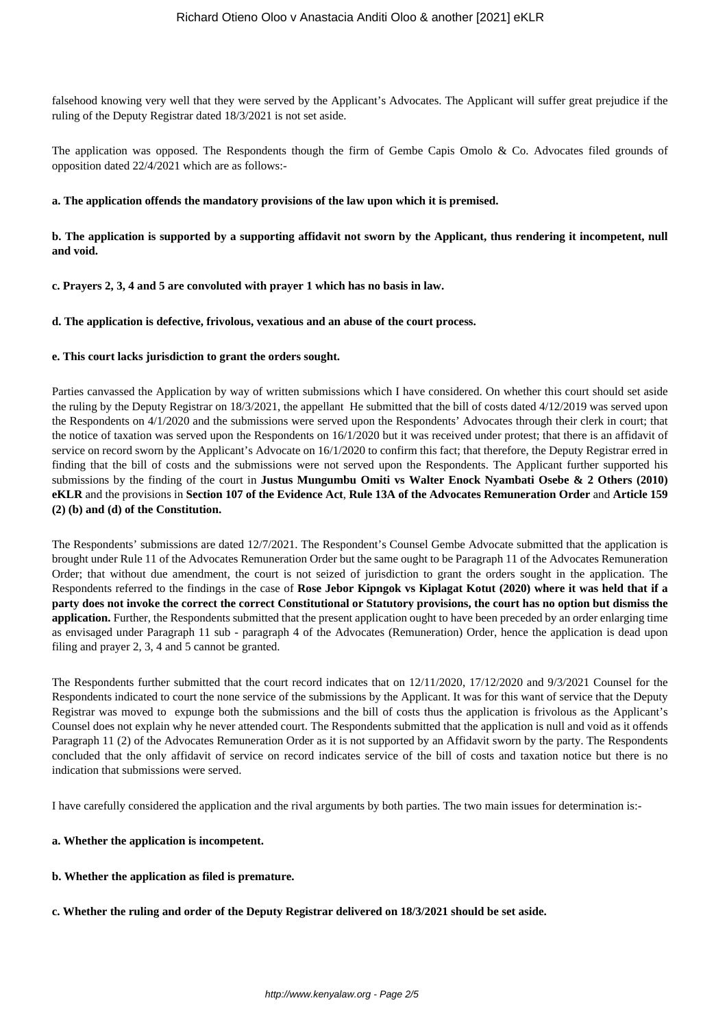falsehood knowing very well that they were served by the Applicant's Advocates. The Applicant will suffer great prejudice if the ruling of the Deputy Registrar dated 18/3/2021 is not set aside.

The application was opposed. The Respondents though the firm of Gembe Capis Omolo & Co. Advocates filed grounds of opposition dated 22/4/2021 which are as follows:-

**a. The application offends the mandatory provisions of the law upon which it is premised.**

**b. The application is supported by a supporting affidavit not sworn by the Applicant, thus rendering it incompetent, null and void.**

**c. Prayers 2, 3, 4 and 5 are convoluted with prayer 1 which has no basis in law.**

**d. The application is defective, frivolous, vexatious and an abuse of the court process.**

**e. This court lacks jurisdiction to grant the orders sought.**

Parties canvassed the Application by way of written submissions which I have considered. On whether this court should set aside the ruling by the Deputy Registrar on 18/3/2021, the appellant He submitted that the bill of costs dated 4/12/2019 was served upon the Respondents on 4/1/2020 and the submissions were served upon the Respondents' Advocates through their clerk in court; that the notice of taxation was served upon the Respondents on 16/1/2020 but it was received under protest; that there is an affidavit of service on record sworn by the Applicant's Advocate on 16/1/2020 to confirm this fact; that therefore, the Deputy Registrar erred in finding that the bill of costs and the submissions were not served upon the Respondents. The Applicant further supported his submissions by the finding of the court in **Justus Mungumbu Omiti vs Walter Enock Nyambati Osebe & 2 Others (2010) eKLR** and the provisions in **Section 107 of the Evidence Act**, **Rule 13A of the Advocates Remuneration Order** and **Article 159 (2) (b) and (d) of the Constitution.**

The Respondents' submissions are dated 12/7/2021. The Respondent's Counsel Gembe Advocate submitted that the application is brought under Rule 11 of the Advocates Remuneration Order but the same ought to be Paragraph 11 of the Advocates Remuneration Order; that without due amendment, the court is not seized of jurisdiction to grant the orders sought in the application. The Respondents referred to the findings in the case of **Rose Jebor Kipngok vs Kiplagat Kotut (2020) where it was held that if a party does not invoke the correct the correct Constitutional or Statutory provisions, the court has no option but dismiss the application.** Further, the Respondents submitted that the present application ought to have been preceded by an order enlarging time as envisaged under Paragraph 11 sub - paragraph 4 of the Advocates (Remuneration) Order, hence the application is dead upon filing and prayer 2, 3, 4 and 5 cannot be granted.

The Respondents further submitted that the court record indicates that on 12/11/2020, 17/12/2020 and 9/3/2021 Counsel for the Respondents indicated to court the none service of the submissions by the Applicant. It was for this want of service that the Deputy Registrar was moved to expunge both the submissions and the bill of costs thus the application is frivolous as the Applicant's Counsel does not explain why he never attended court. The Respondents submitted that the application is null and void as it offends Paragraph 11 (2) of the Advocates Remuneration Order as it is not supported by an Affidavit sworn by the party. The Respondents concluded that the only affidavit of service on record indicates service of the bill of costs and taxation notice but there is no indication that submissions were served.

I have carefully considered the application and the rival arguments by both parties. The two main issues for determination is:-

**a. Whether the application is incompetent.**

**b. Whether the application as filed is premature.**

**c. Whether the ruling and order of the Deputy Registrar delivered on 18/3/2021 should be set aside.**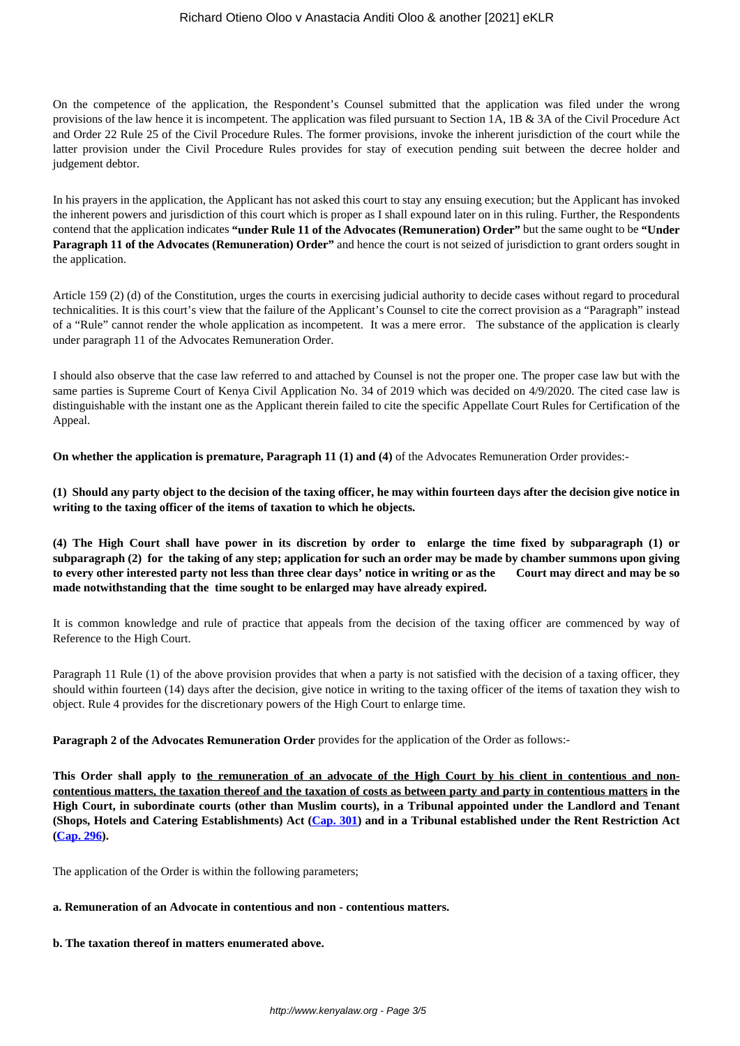On the competence of the application, the Respondent's Counsel submitted that the application was filed under the wrong provisions of the law hence it is incompetent. The application was filed pursuant to Section 1A, 1B & 3A of the Civil Procedure Act and Order 22 Rule 25 of the Civil Procedure Rules. The former provisions, invoke the inherent jurisdiction of the court while the latter provision under the Civil Procedure Rules provides for stay of execution pending suit between the decree holder and judgement debtor.

In his prayers in the application, the Applicant has not asked this court to stay any ensuing execution; but the Applicant has invoked the inherent powers and jurisdiction of this court which is proper as I shall expound later on in this ruling. Further, the Respondents contend that the application indicates **"under Rule 11 of the Advocates (Remuneration) Order"** but the same ought to be **"Under Paragraph 11 of the Advocates (Remuneration) Order"** and hence the court is not seized of jurisdiction to grant orders sought in the application.

Article 159 (2) (d) of the Constitution, urges the courts in exercising judicial authority to decide cases without regard to procedural technicalities. It is this court's view that the failure of the Applicant's Counsel to cite the correct provision as a "Paragraph" instead of a "Rule" cannot render the whole application as incompetent. It was a mere error. The substance of the application is clearly under paragraph 11 of the Advocates Remuneration Order.

I should also observe that the case law referred to and attached by Counsel is not the proper one. The proper case law but with the same parties is Supreme Court of Kenya Civil Application No. 34 of 2019 which was decided on 4/9/2020. The cited case law is distinguishable with the instant one as the Applicant therein failed to cite the specific Appellate Court Rules for Certification of the Appeal.

**On whether the application is premature, Paragraph 11 (1) and (4)** of the Advocates Remuneration Order provides:-

**(1) Should any party object to the decision of the taxing officer, he may within fourteen days after the decision give notice in writing to the taxing officer of the items of taxation to which he objects.**

**(4) The High Court shall have power in its discretion by order to enlarge the time fixed by subparagraph (1) or subparagraph (2) for the taking of any step; application for such an order may be made by chamber summons upon giving to every other interested party not less than three clear days' notice in writing or as the Court may direct and may be so made notwithstanding that the time sought to be enlarged may have already expired.**

It is common knowledge and rule of practice that appeals from the decision of the taxing officer are commenced by way of Reference to the High Court.

Paragraph 11 Rule (1) of the above provision provides that when a party is not satisfied with the decision of a taxing officer, they should within fourteen (14) days after the decision, give notice in writing to the taxing officer of the items of taxation they wish to object. Rule 4 provides for the discretionary powers of the High Court to enlarge time.

**Paragraph 2 of the Advocates Remuneration Order** provides for the application of the Order as follows:-

**This Order shall apply to <u>the remuneration of an advocate of the High Court by his client in contentious and non-contentious matters, the taxation thereof and the taxation of costs as between party and party in contentious matters</u> in the High Court, in subordinate courts (other than Muslim courts), in a Tribunal appointed under the Landlord and Tenant (Shops, Hotels and Catering Establishments) Act (Cap. 301) and in a Tribunal established under the Rent Restriction Act (Cap. 296).**

The application of the Order is within the following parameters;

**a. Remuneration of an Advocate in contentious and non - contentious matters.**

**b. The taxation thereof in matters enumerated above.**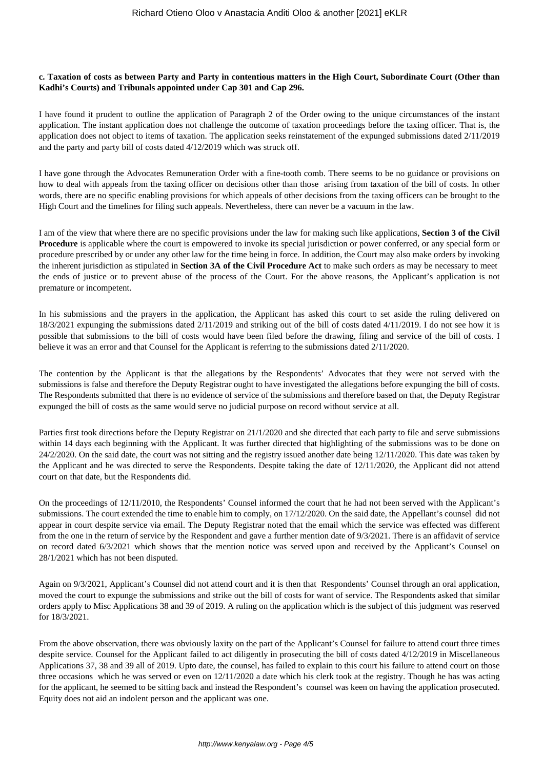**c. Taxation of costs as between Party and Party in contentious matters in the High Court, Subordinate Court (Other than Kadhi's Courts) and Tribunals appointed under Cap 301 and Cap 296.**

I have found it prudent to outline the application of Paragraph 2 of the Order owing to the unique circumstances of the instant application. The instant application does not challenge the outcome of taxation proceedings before the taxing officer. That is, the application does not object to items of taxation. The application seeks reinstatement of the expunged submissions dated 2/11/2019 and the party and party bill of costs dated 4/12/2019 which was struck off.

I have gone through the Advocates Remuneration Order with a fine-tooth comb. There seems to be no guidance or provisions on how to deal with appeals from the taxing officer on decisions other than those arising from taxation of the bill of costs. In other words, there are no specific enabling provisions for which appeals of other decisions from the taxing officers can be brought to the High Court and the timelines for filing such appeals. Nevertheless, there can never be a vacuum in the law.

I am of the view that where there are no specific provisions under the law for making such like applications, **Section 3 of the Civil Procedure** is applicable where the court is empowered to invoke its special jurisdiction or power conferred, or any special form or procedure prescribed by or under any other law for the time being in force. In addition, the Court may also make orders by invoking the inherent jurisdiction as stipulated in **Section 3A of the Civil Procedure Act** to make such orders as may be necessary to meet the ends of justice or to prevent abuse of the process of the Court. For the above reasons, the Applicant's application is not premature or incompetent.

In his submissions and the prayers in the application, the Applicant has asked this court to set aside the ruling delivered on 18/3/2021 expunging the submissions dated 2/11/2019 and striking out of the bill of costs dated 4/11/2019. I do not see how it is possible that submissions to the bill of costs would have been filed before the drawing, filing and service of the bill of costs. I believe it was an error and that Counsel for the Applicant is referring to the submissions dated 2/11/2020.

The contention by the Applicant is that the allegations by the Respondents' Advocates that they were not served with the submissions is false and therefore the Deputy Registrar ought to have investigated the allegations before expunging the bill of costs. The Respondents submitted that there is no evidence of service of the submissions and therefore based on that, the Deputy Registrar expunged the bill of costs as the same would serve no judicial purpose on record without service at all.

Parties first took directions before the Deputy Registrar on 21/1/2020 and she directed that each party to file and serve submissions within 14 days each beginning with the Applicant. It was further directed that highlighting of the submissions was to be done on 24/2/2020. On the said date, the court was not sitting and the registry issued another date being 12/11/2020. This date was taken by the Applicant and he was directed to serve the Respondents. Despite taking the date of 12/11/2020, the Applicant did not attend court on that date, but the Respondents did.

On the proceedings of 12/11/2010, the Respondents' Counsel informed the court that he had not been served with the Applicant's submissions. The court extended the time to enable him to comply, on 17/12/2020. On the said date, the Appellant's counsel did not appear in court despite service via email. The Deputy Registrar noted that the email which the service was effected was different from the one in the return of service by the Respondent and gave a further mention date of 9/3/2021. There is an affidavit of service on record dated 6/3/2021 which shows that the mention notice was served upon and received by the Applicant's Counsel on 28/1/2021 which has not been disputed.

Again on 9/3/2021, Applicant's Counsel did not attend court and it is then that Respondents' Counsel through an oral application, moved the court to expunge the submissions and strike out the bill of costs for want of service. The Respondents asked that similar orders apply to Misc Applications 38 and 39 of 2019. A ruling on the application which is the subject of this judgment was reserved for 18/3/2021.

From the above observation, there was obviously laxity on the part of the Applicant's Counsel for failure to attend court three times despite service. Counsel for the Applicant failed to act diligently in prosecuting the bill of costs dated 4/12/2019 in Miscellaneous Applications 37, 38 and 39 all of 2019. Upto date, the counsel, has failed to explain to this court his failure to attend court on those three occasions which he was served or even on 12/11/2020 a date which his clerk took at the registry. Though he has was acting for the applicant, he seemed to be sitting back and instead the Respondent's counsel was keen on having the application prosecuted. Equity does not aid an indolent person and the applicant was one.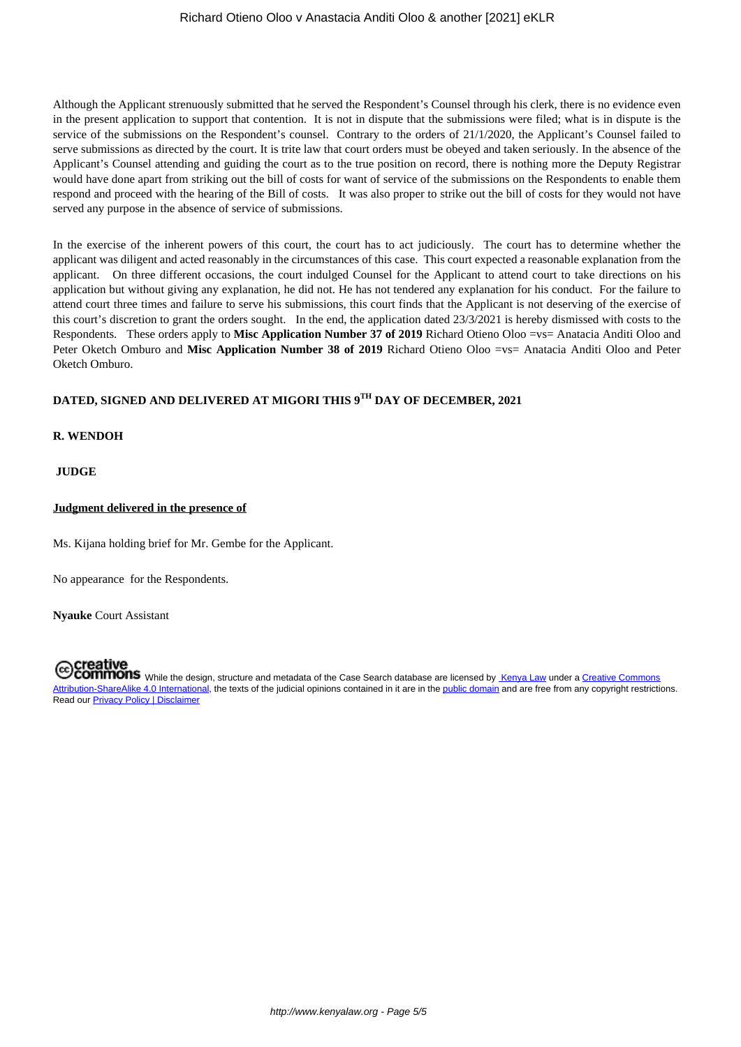Although the Applicant strenuously submitted that he served the Respondent's Counsel through his clerk, there is no evidence even in the present application to support that contention. It is not in dispute that the submissions were filed; what is in dispute is the service of the submissions on the Respondent's counsel. Contrary to the orders of 21/1/2020, the Applicant's Counsel failed to serve submissions as directed by the court. It is trite law that court orders must be obeyed and taken seriously. In the absence of the Applicant's Counsel attending and guiding the court as to the true position on record, there is nothing more the Deputy Registrar would have done apart from striking out the bill of costs for want of service of the submissions on the Respondents to enable them respond and proceed with the hearing of the Bill of costs. It was also proper to strike out the bill of costs for they would not have served any purpose in the absence of service of submissions.

In the exercise of the inherent powers of this court, the court has to act judiciously. The court has to determine whether the applicant was diligent and acted reasonably in the circumstances of this case. This court expected a reasonable explanation from the applicant. On three different occasions, the court indulged Counsel for the Applicant to attend court to take directions on his application but without giving any explanation, he did not. He has not tendered any explanation for his conduct. For the failure to attend court three times and failure to serve his submissions, this court finds that the Applicant is not deserving of the exercise of this court's discretion to grant the orders sought. In the end, the application dated 23/3/2021 is hereby dismissed with costs to the Respondents. These orders apply to **Misc Application Number 37 of 2019** Richard Otieno Oloo =vs= Anatacia Anditi Oloo and Peter Oketch Omburo and **Misc Application Number 38 of 2019** Richard Otieno Oloo =vs= Anatacia Anditi Oloo and Peter Oketch Omburo.

**DATED, SIGNED AND DELIVERED AT MIGORI THIS 9TH DAY OF DECEMBER, 2021**

**R. WENDOH**

**JUDGE**

**Judgment delivered in the presence of**

Ms. Kijana holding brief for Mr. Gembe for the Applicant.

No appearance for the Respondents.

**Nyauke** Court Assistant

While the design, structure and metadata of the Case Search database are licensed by Kenya Law under a Creative Commons Attribution-ShareAlike 4.0 International, the texts of the judicial opinions contained in it are in the public domain and are free from any copyright restrictions. Read our Privacy Policy | Disclaimer